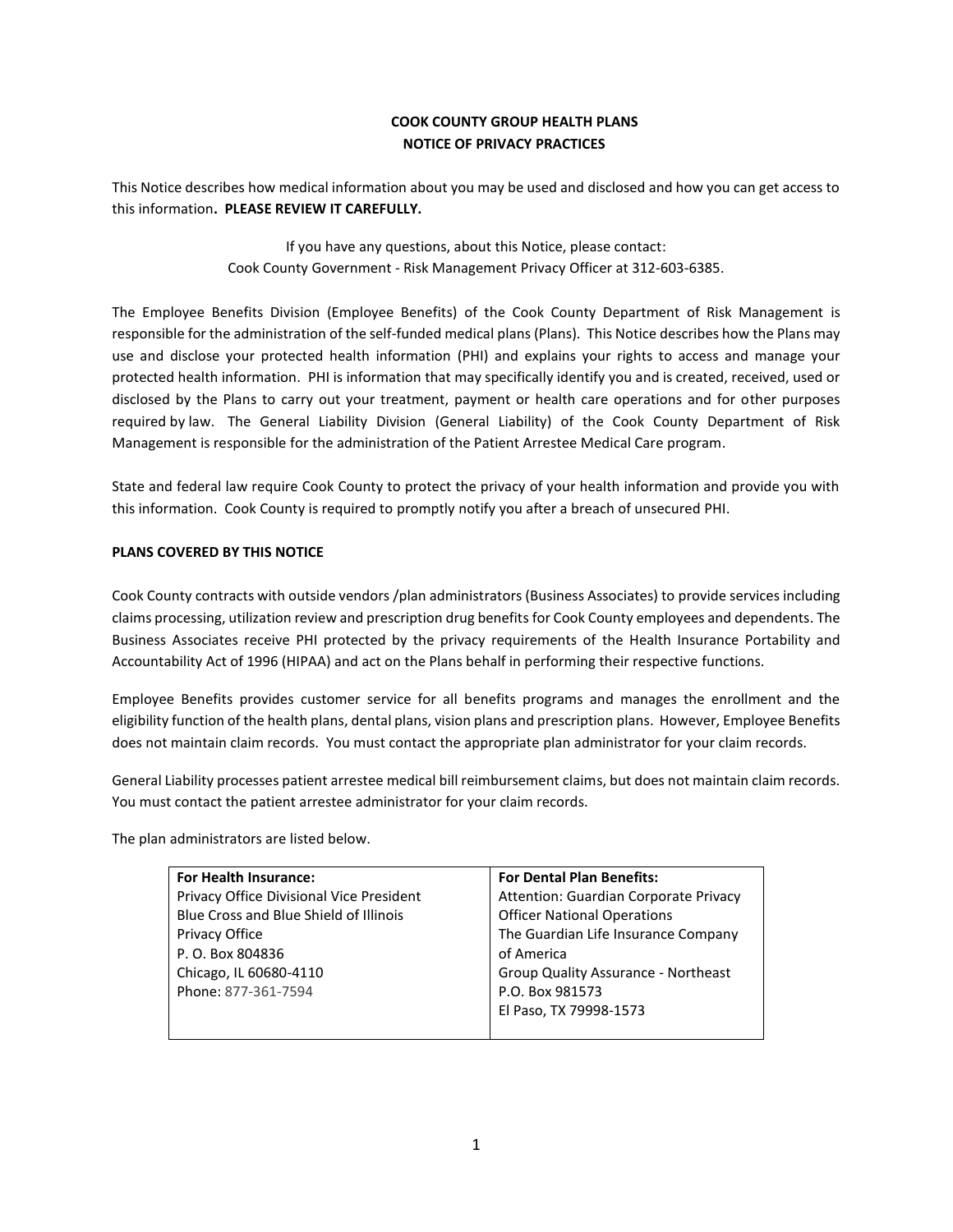# COOK COUNTY GROUP HEALTH PLANS
# NOTICE OF PRIVACY PRACTICES

This Notice describes how medical information about you may be used and disclosed and how you can get access to this information**. PLEASE REVIEW IT CAREFULLY.**

If you have any questions, about this Notice, please contact:
Cook County Government - Risk Management Privacy Officer at 312-603-6385.

The Employee Benefits Division (Employee Benefits) of the Cook County Department of Risk Management is responsible for the administration of the self-funded medical plans (Plans). This Notice describes how the Plans may use and disclose your protected health information (PHI) and explains your rights to access and manage your protected health information. PHI is information that may specifically identify you and is created, received, used or disclosed by the Plans to carry out your treatment, payment or health care operations and for other purposes required by law. The General Liability Division (General Liability) of the Cook County Department of Risk Management is responsible for the administration of the Patient Arrestee Medical Care program.

State and federal law require Cook County to protect the privacy of your health information and provide you with this information. Cook County is required to promptly notify you after a breach of unsecured PHI.

## PLANS COVERED BY THIS NOTICE

Cook County contracts with outside vendors /plan administrators (Business Associates) to provide services including claims processing, utilization review and prescription drug benefits for Cook County employees and dependents. The Business Associates receive PHI protected by the privacy requirements of the Health Insurance Portability and Accountability Act of 1996 (HIPAA) and act on the Plans behalf in performing their respective functions.

Employee Benefits provides customer service for all benefits programs and manages the enrollment and the eligibility function of the health plans, dental plans, vision plans and prescription plans. However, Employee Benefits does not maintain claim records. You must contact the appropriate plan administrator for your claim records.

General Liability processes patient arrestee medical bill reimbursement claims, but does not maintain claim records. You must contact the patient arrestee administrator for your claim records.

The plan administrators are listed below.

| **For Health Insurance:** | **For Dental Plan Benefits:** |
| --- | --- |
| Privacy Office Divisional Vice President<br>Blue Cross and Blue Shield of Illinois<br>Privacy Office<br>P. O. Box 804836<br>Chicago, IL 60680-4110<br>Phone: 877-361-7594 | Attention: Guardian Corporate Privacy Officer National Operations<br>The Guardian Life Insurance Company of America<br>Group Quality Assurance - Northeast<br>P.O. Box 981573<br>El Paso, TX 79998-1573 |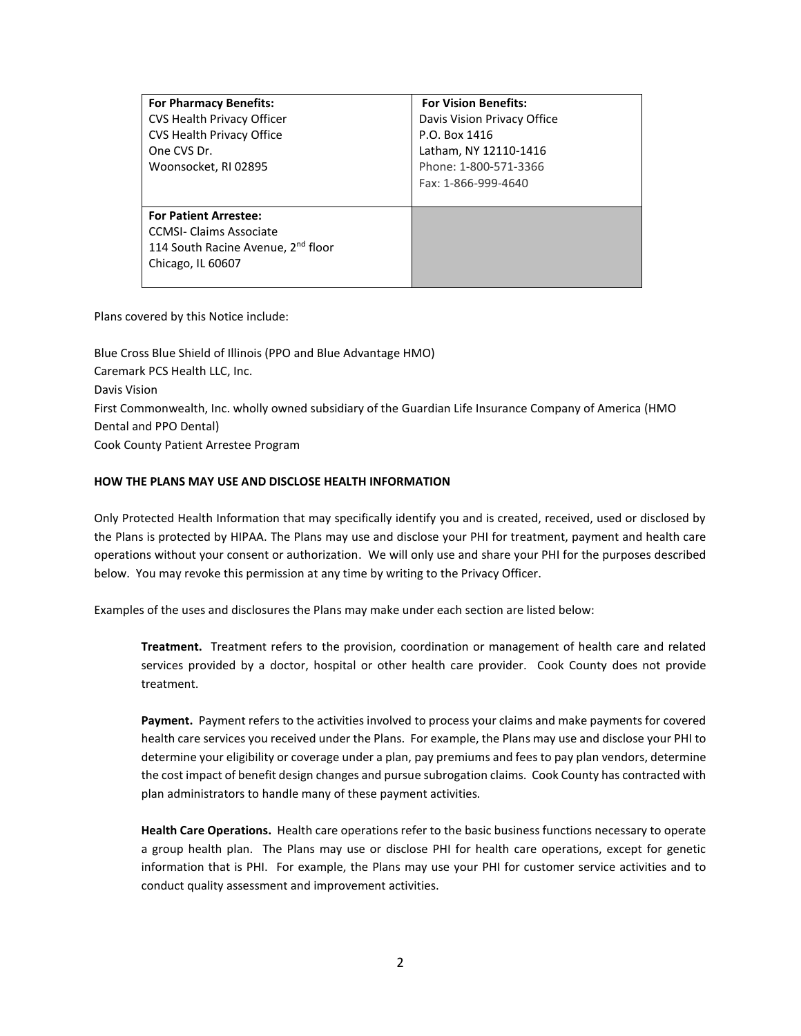| **For Pharmacy Benefits:**<br>CVS Health Privacy Officer<br>CVS Health Privacy Office<br>One CVS Dr.<br>Woonsocket, RI 02895 | **For Vision Benefits:**<br>Davis Vision Privacy Office<br>P.O. Box 1416<br>Latham, NY 12110-1416<br>Phone: 1-800-571-3366<br>Fax: 1-866-999-4640 |
|---|---|
| **For Patient Arrestee:**<br>CCMSI- Claims Associate<br>114 South Racine Avenue, 2nd floor<br>Chicago, IL 60607 | |

Plans covered by this Notice include:

Blue Cross Blue Shield of Illinois (PPO and Blue Advantage HMO)
Caremark PCS Health LLC, Inc.
Davis Vision
First Commonwealth, Inc. wholly owned subsidiary of the Guardian Life Insurance Company of America (HMO Dental and PPO Dental)
Cook County Patient Arrestee Program

**HOW THE PLANS MAY USE AND DISCLOSE HEALTH INFORMATION**

Only Protected Health Information that may specifically identify you and is created, received, used or disclosed by the Plans is protected by HIPAA. The Plans may use and disclose your PHI for treatment, payment and health care operations without your consent or authorization. We will only use and share your PHI for the purposes described below. You may revoke this permission at any time by writing to the Privacy Officer.

Examples of the uses and disclosures the Plans may make under each section are listed below:

**Treatment.** Treatment refers to the provision, coordination or management of health care and related services provided by a doctor, hospital or other health care provider. Cook County does not provide treatment.

**Payment.** Payment refers to the activities involved to process your claims and make payments for covered health care services you received under the Plans. For example, the Plans may use and disclose your PHI to determine your eligibility or coverage under a plan, pay premiums and fees to pay plan vendors, determine the cost impact of benefit design changes and pursue subrogation claims. Cook County has contracted with plan administrators to handle many of these payment activities.

**Health Care Operations.** Health care operations refer to the basic business functions necessary to operate a group health plan. The Plans may use or disclose PHI for health care operations, except for genetic information that is PHI. For example, the Plans may use your PHI for customer service activities and to conduct quality assessment and improvement activities.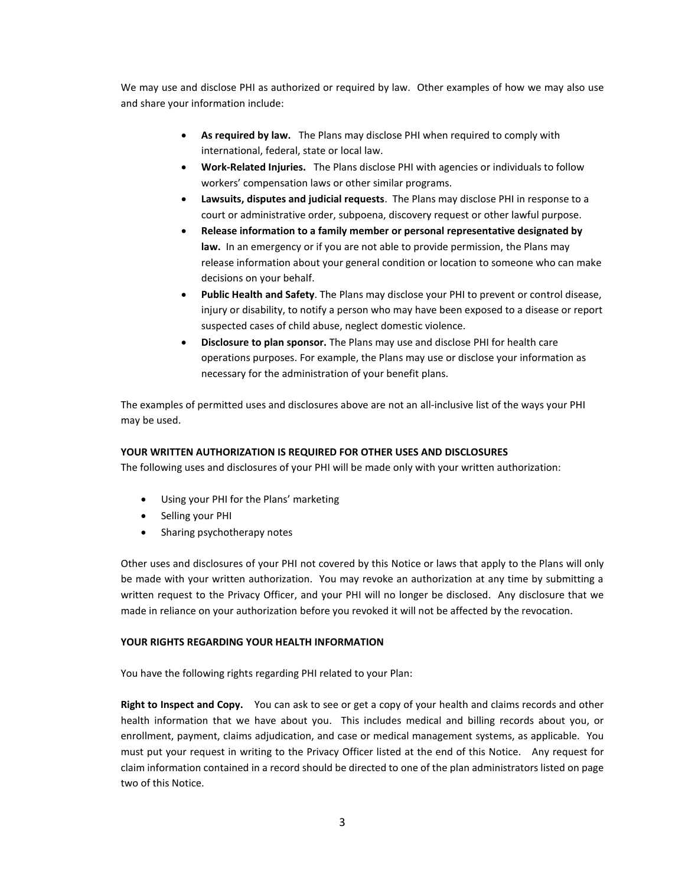We may use and disclose PHI as authorized or required by law. Other examples of how we may also use and share your information include:

- **As required by law.** The Plans may disclose PHI when required to comply with international, federal, state or local law.
- **Work-Related Injuries.** The Plans disclose PHI with agencies or individuals to follow workers' compensation laws or other similar programs.
- **Lawsuits, disputes and judicial requests**. The Plans may disclose PHI in response to a court or administrative order, subpoena, discovery request or other lawful purpose.
- **Release information to a family member or personal representative designated by law.** In an emergency or if you are not able to provide permission, the Plans may release information about your general condition or location to someone who can make decisions on your behalf.
- **Public Health and Safety**. The Plans may disclose your PHI to prevent or control disease, injury or disability, to notify a person who may have been exposed to a disease or report suspected cases of child abuse, neglect domestic violence.
- **Disclosure to plan sponsor.** The Plans may use and disclose PHI for health care operations purposes. For example, the Plans may use or disclose your information as necessary for the administration of your benefit plans.

The examples of permitted uses and disclosures above are not an all-inclusive list of the ways your PHI may be used.

**YOUR WRITTEN AUTHORIZATION IS REQUIRED FOR OTHER USES AND DISCLOSURES**

The following uses and disclosures of your PHI will be made only with your written authorization:

- Using your PHI for the Plans' marketing
- Selling your PHI
- Sharing psychotherapy notes

Other uses and disclosures of your PHI not covered by this Notice or laws that apply to the Plans will only be made with your written authorization. You may revoke an authorization at any time by submitting a written request to the Privacy Officer, and your PHI will no longer be disclosed. Any disclosure that we made in reliance on your authorization before you revoked it will not be affected by the revocation.

**YOUR RIGHTS REGARDING YOUR HEALTH INFORMATION**

You have the following rights regarding PHI related to your Plan:

**Right to Inspect and Copy.** You can ask to see or get a copy of your health and claims records and other health information that we have about you. This includes medical and billing records about you, or enrollment, payment, claims adjudication, and case or medical management systems, as applicable. You must put your request in writing to the Privacy Officer listed at the end of this Notice. Any request for claim information contained in a record should be directed to one of the plan administrators listed on page two of this Notice.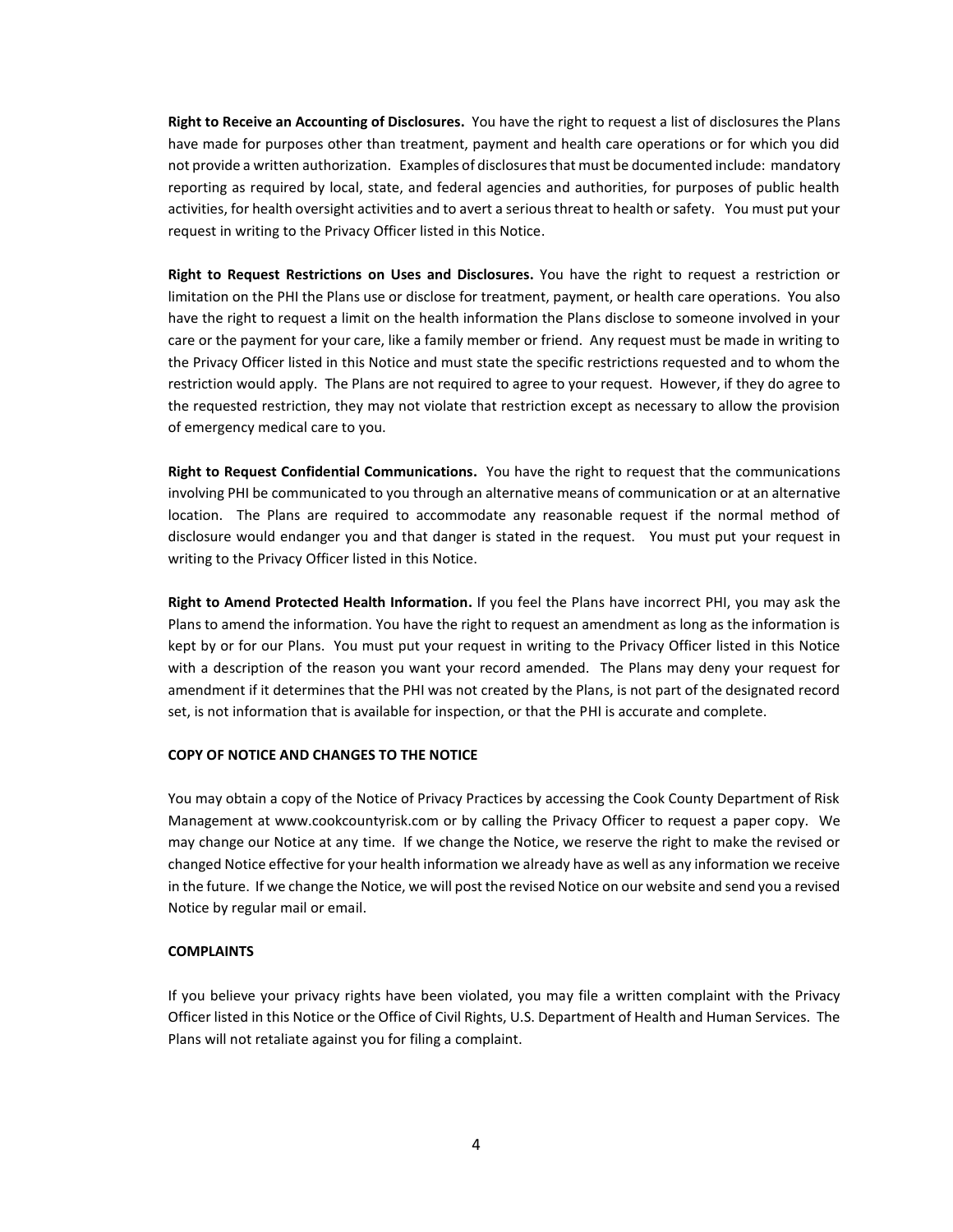**Right to Receive an Accounting of Disclosures.** You have the right to request a list of disclosures the Plans have made for purposes other than treatment, payment and health care operations or for which you did not provide a written authorization. Examples of disclosures that must be documented include: mandatory reporting as required by local, state, and federal agencies and authorities, for purposes of public health activities, for health oversight activities and to avert a serious threat to health or safety. You must put your request in writing to the Privacy Officer listed in this Notice.

**Right to Request Restrictions on Uses and Disclosures.** You have the right to request a restriction or limitation on the PHI the Plans use or disclose for treatment, payment, or health care operations. You also have the right to request a limit on the health information the Plans disclose to someone involved in your care or the payment for your care, like a family member or friend. Any request must be made in writing to the Privacy Officer listed in this Notice and must state the specific restrictions requested and to whom the restriction would apply. The Plans are not required to agree to your request. However, if they do agree to the requested restriction, they may not violate that restriction except as necessary to allow the provision of emergency medical care to you.

**Right to Request Confidential Communications.** You have the right to request that the communications involving PHI be communicated to you through an alternative means of communication or at an alternative location. The Plans are required to accommodate any reasonable request if the normal method of disclosure would endanger you and that danger is stated in the request. You must put your request in writing to the Privacy Officer listed in this Notice.

**Right to Amend Protected Health Information.** If you feel the Plans have incorrect PHI, you may ask the Plans to amend the information. You have the right to request an amendment as long as the information is kept by or for our Plans. You must put your request in writing to the Privacy Officer listed in this Notice with a description of the reason you want your record amended. The Plans may deny your request for amendment if it determines that the PHI was not created by the Plans, is not part of the designated record set, is not information that is available for inspection, or that the PHI is accurate and complete.

**COPY OF NOTICE AND CHANGES TO THE NOTICE**

You may obtain a copy of the Notice of Privacy Practices by accessing the Cook County Department of Risk Management at www.cookcountyrisk.com or by calling the Privacy Officer to request a paper copy. We may change our Notice at any time. If we change the Notice, we reserve the right to make the revised or changed Notice effective for your health information we already have as well as any information we receive in the future. If we change the Notice, we will post the revised Notice on our website and send you a revised Notice by regular mail or email.

**COMPLAINTS**

If you believe your privacy rights have been violated, you may file a written complaint with the Privacy Officer listed in this Notice or the Office of Civil Rights, U.S. Department of Health and Human Services. The Plans will not retaliate against you for filing a complaint.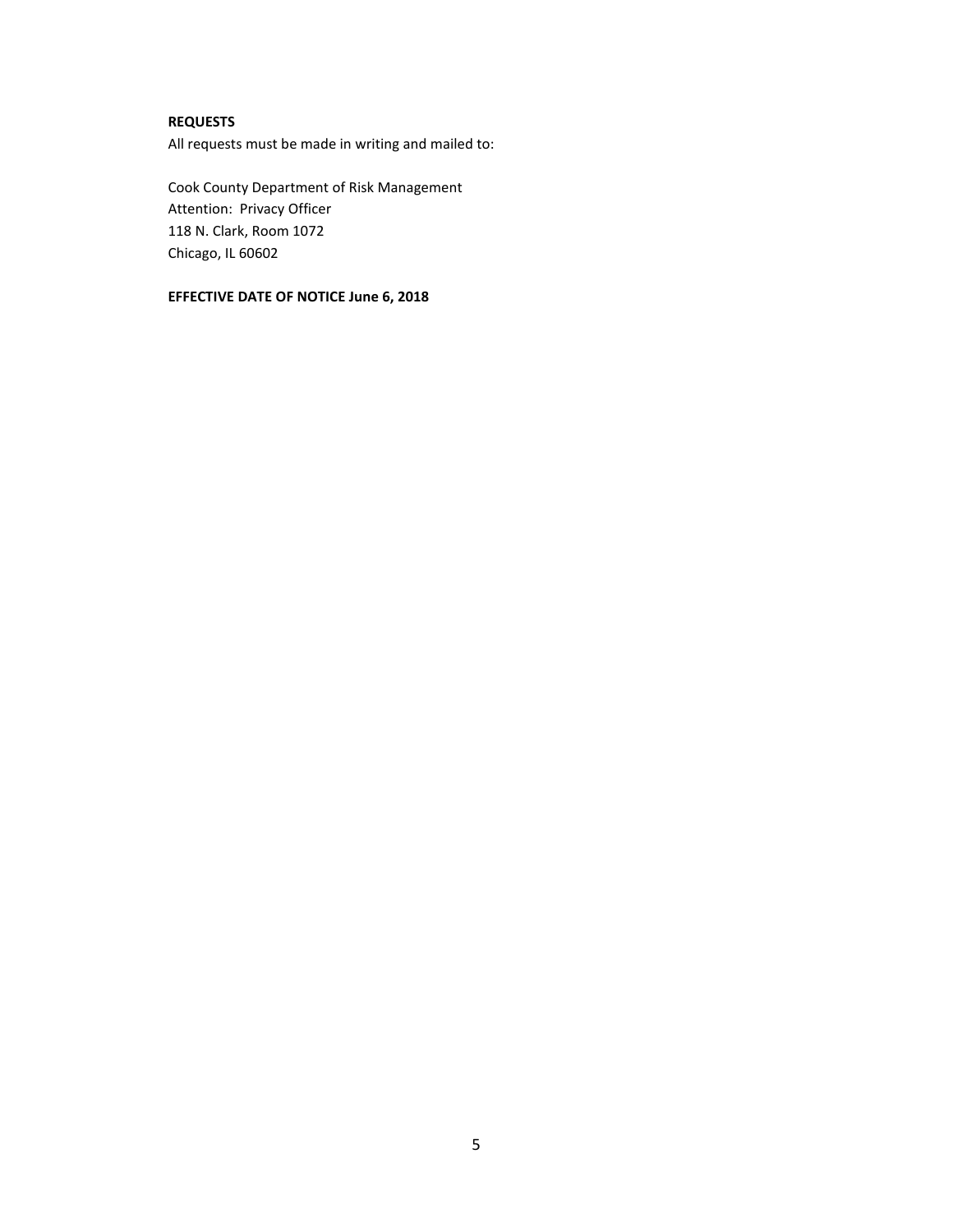**REQUESTS**

All requests must be made in writing and mailed to:

Cook County Department of Risk Management
Attention: Privacy Officer
118 N. Clark, Room 1072
Chicago, IL 60602

**EFFECTIVE DATE OF NOTICE June 6, 2018**